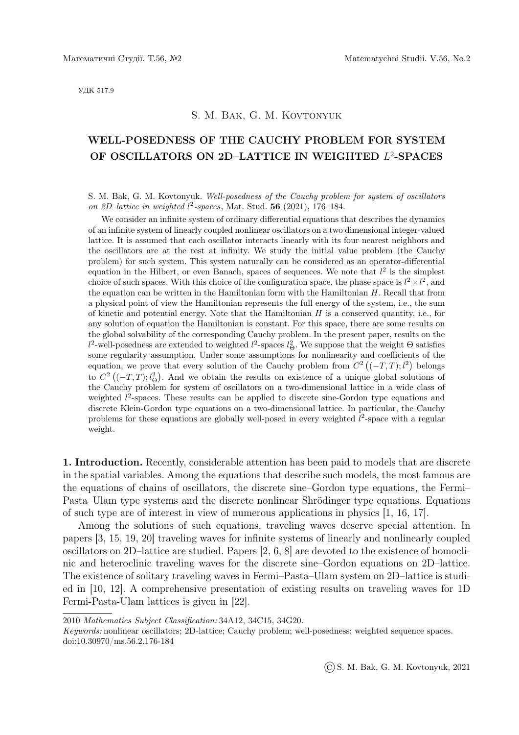УДК 517.9

S. M. Bak, G. M. Kovtonyuk

# WELL-POSEDNESS OF THE CAUCHY PROBLEM FOR SYSTEM OF OSCILLATORS ON 2D–LATTICE IN WEIGHTED $L^2$-SPACES

S. M. Bak, G. M. Kovtonyuk. *Well-posedness of the Cauchy problem for system of oscillators on 2D–lattice in weighted $l^2$-spaces*, Mat. Stud. **56** (2021), 176–184.

We consider an infinite system of ordinary differential equations that describes the dynamics of an infinite system of linearly coupled nonlinear oscillators on a two dimensional integer-valued lattice. It is assumed that each oscillator interacts linearly with its four nearest neighbors and the oscillators are at the rest at infinity. We study the initial value problem (the Cauchy problem) for such system. This system naturally can be considered as an operator-differential equation in the Hilbert, or even Banach, spaces of sequences. We note that $l^2$ is the simplest choice of such spaces. With this choice of the configuration space, the phase space is $l^2 \times l^2$, and the equation can be written in the Hamiltonian form with the Hamiltonian $H$. Recall that from a physical point of view the Hamiltonian represents the full energy of the system, i.e., the sum of kinetic and potential energy. Note that the Hamiltonian $H$ is a conserved quantity, i.e., for any solution of equation the Hamiltonian is constant. For this space, there are some results on the global solvability of the corresponding Cauchy problem. In the present paper, results on the $l^2$-well-posedness are extended to weighted $l^2$-spaces $l^2_\Theta$. We suppose that the weight $\Theta$ satisfies some regularity assumption. Under some assumptions for nonlinearity and coefficients of the equation, we prove that every solution of the Cauchy problem from $C^2\left((-T,T);l^2\right)$ belongs to $C^2\left((-T,T);l^2_\Theta\right)$. And we obtain the results on existence of a unique global solutions of the Cauchy problem for system of oscillators on a two-dimensional lattice in a wide class of weighted $l^2$-spaces. These results can be applied to discrete sine-Gordon type equations and discrete Klein-Gordon type equations on a two-dimensional lattice. In particular, the Cauchy problems for these equations are globally well-posed in every weighted $l^2$-space with a regular weight.

**1. Introduction.** Recently, considerable attention has been paid to models that are discrete in the spatial variables. Among the equations that describe such models, the most famous are the equations of chains of oscillators, the discrete sine–Gordon type equations, the Fermi–Pasta–Ulam type systems and the discrete nonlinear Shrödinger type equations. Equations of such type are of interest in view of numerous applications in physics [1, 16, 17].

Among the solutions of such equations, traveling waves deserve special attention. In papers [3, 15, 19, 20] traveling waves for infinite systems of linearly and nonlinearly coupled oscillators on 2D–lattice are studied. Papers [2, 6, 8] are devoted to the existence of homoclinic and heteroclinic traveling waves for the discrete sine–Gordon equations on 2D–lattice. The existence of solitary traveling waves in Fermi–Pasta–Ulam system on 2D–lattice is studied in [10, 12]. A comprehensive presentation of existing results on traveling waves for 1D Fermi-Pasta-Ulam lattices is given in [22].

---

2010 *Mathematics Subject Classification:* 34A12, 34C15, 34G20.

*Keywords:* nonlinear oscillators; 2D-lattice; Cauchy problem; well-posedness; weighted sequence spaces.
doi:10.30970/ms.56.2.176-184

© S. M. Bak, G. M. Kovtonyuk, 2021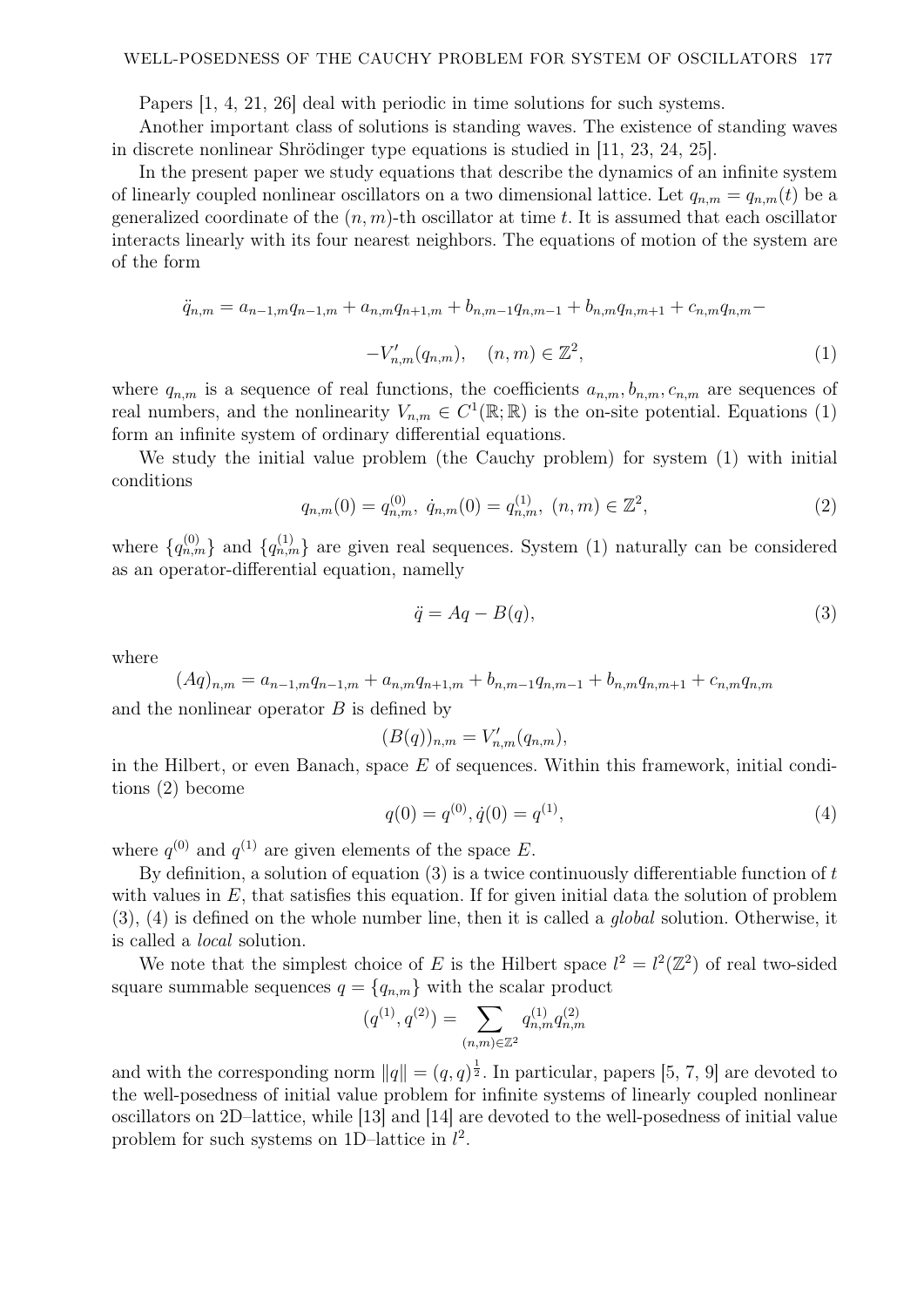Papers [1, 4, 21, 26] deal with periodic in time solutions for such systems.

Another important class of solutions is standing waves. The existence of standing waves in discrete nonlinear Shrödinger type equations is studied in [11, 23, 24, 25].

In the present paper we study equations that describe the dynamics of an infinite system of linearly coupled nonlinear oscillators on a two dimensional lattice. Let $q_{n,m} = q_{n,m}(t)$ be a generalized coordinate of the $(n, m)$-th oscillator at time $t$. It is assumed that each oscillator interacts linearly with its four nearest neighbors. The equations of motion of the system are of the form

$$\ddot{q}_{n,m} = a_{n-1,m}q_{n-1,m} + a_{n,m}q_{n+1,m} + b_{n,m-1}q_{n,m-1} + b_{n,m}q_{n,m+1} + c_{n,m}q_{n,m} - $$

$$-V'_{n,m}(q_{n,m}), \quad (n, m) \in \mathbb{Z}^2, \tag{1}$$

where $q_{n,m}$ is a sequence of real functions, the coefficients $a_{n,m}, b_{n,m}, c_{n,m}$ are sequences of real numbers, and the nonlinearity $V_{n,m} \in C^1(\mathbb{R}; \mathbb{R})$ is the on-site potential. Equations (1) form an infinite system of ordinary differential equations.

We study the initial value problem (the Cauchy problem) for system (1) with initial conditions

$$q_{n,m}(0) = q^{(0)}_{n,m},\ \dot{q}_{n,m}(0) = q^{(1)}_{n,m},\ (n, m) \in \mathbb{Z}^2, \tag{2}$$

where $\{q^{(0)}_{n,m}\}$ and $\{q^{(1)}_{n,m}\}$ are given real sequences. System (1) naturally can be considered as an operator-differential equation, namelly

$$\ddot{q} = Aq - B(q), \tag{3}$$

where

$$(Aq)_{n,m} = a_{n-1,m}q_{n-1,m} + a_{n,m}q_{n+1,m} + b_{n,m-1}q_{n,m-1} + b_{n,m}q_{n,m+1} + c_{n,m}q_{n,m}$$

and the nonlinear operator $B$ is defined by

$$(B(q))_{n,m} = V'_{n,m}(q_{n,m}),$$

in the Hilbert, or even Banach, space $E$ of sequences. Within this framework, initial conditions (2) become

$$q(0) = q^{(0)}, \dot{q}(0) = q^{(1)}, \tag{4}$$

where $q^{(0)}$ and $q^{(1)}$ are given elements of the space $E$.

By definition, a solution of equation (3) is a twice continuously differentiable function of $t$ with values in $E$, that satisfies this equation. If for given initial data the solution of problem (3), (4) is defined on the whole number line, then it is called a *global* solution. Otherwise, it is called a *local* solution.

We note that the simplest choice of $E$ is the Hilbert space $l^2 = l^2(\mathbb{Z}^2)$ of real two-sided square summable sequences $q = \{q_{n,m}\}$ with the scalar product

$$(q^{(1)}, q^{(2)}) = \sum_{(n,m)\in\mathbb{Z}^2} q^{(1)}_{n,m} q^{(2)}_{n,m}$$

and with the corresponding norm $\|q\| = (q, q)^{\frac{1}{2}}$. In particular, papers [5, 7, 9] are devoted to the well-posedness of initial value problem for infinite systems of linearly coupled nonlinear oscillators on 2D–lattice, while [13] and [14] are devoted to the well-posedness of initial value problem for such systems on 1D–lattice in $l^2$.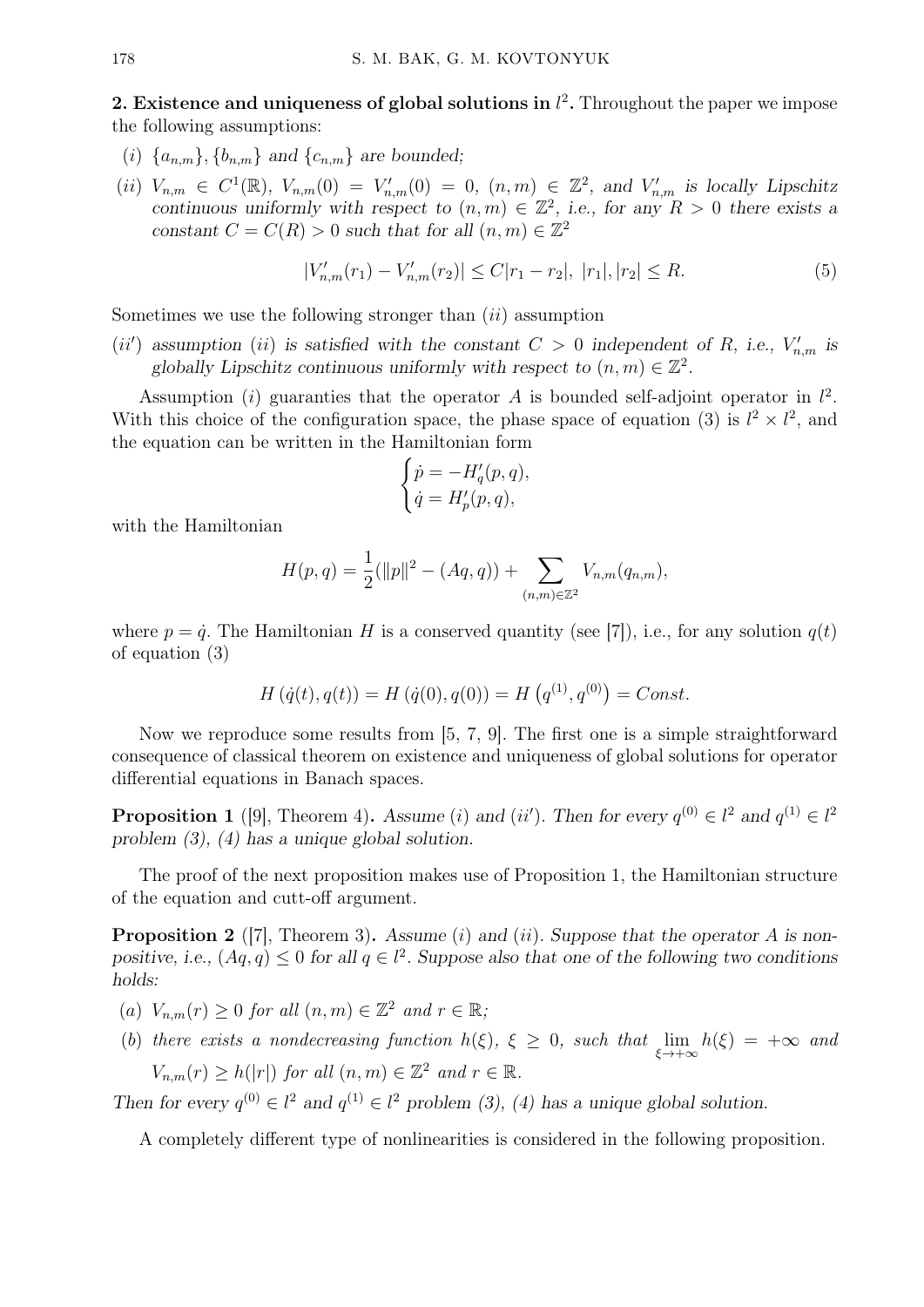**2. Existence and uniqueness of global solutions in $l^2$.** Throughout the paper we impose the following assumptions:

(*i*) *$\{a_{n,m}\}, \{b_{n,m}\}$ and $\{c_{n,m}\}$ are bounded;*

(*ii*) *$V_{n,m} \in C^1(\mathbb{R})$, $V_{n,m}(0) = V'_{n,m}(0) = 0$, $(n,m) \in \mathbb{Z}^2$, and $V'_{n,m}$ is locally Lipschitz continuous uniformly with respect to $(n,m) \in \mathbb{Z}^2$, i.e., for any $R > 0$ there exists a constant $C = C(R) > 0$ such that for all $(n,m) \in \mathbb{Z}^2$*

$$|V'_{n,m}(r_1) - V'_{n,m}(r_2)| \leq C|r_1 - r_2|, \; |r_1|, |r_2| \leq R. \tag{5}$$

Sometimes we use the following stronger than (*ii*) assumption

(*ii'*) *assumption (ii) is satisfied with the constant $C > 0$ independent of $R$, i.e., $V'_{n,m}$ is globally Lipschitz continuous uniformly with respect to $(n,m) \in \mathbb{Z}^2$.*

Assumption (*i*) guaranties that the operator $A$ is bounded self-adjoint operator in $l^2$. With this choice of the configuration space, the phase space of equation (3) is $l^2 \times l^2$, and the equation can be written in the Hamiltonian form

$$\begin{cases} \dot{p} = -H'_q(p,q), \\ \dot{q} = H'_p(p,q), \end{cases}$$

with the Hamiltonian

$$H(p,q) = \frac{1}{2}(\|p\|^2 - (Aq,q)) + \sum_{(n,m)\in\mathbb{Z}^2} V_{n,m}(q_{n,m}),$$

where $p = \dot{q}$. The Hamiltonian $H$ is a conserved quantity (see [7]), i.e., for any solution $q(t)$ of equation (3)

$$H(\dot{q}(t), q(t)) = H(\dot{q}(0), q(0)) = H\left(q^{(1)}, q^{(0)}\right) = Const.$$

Now we reproduce some results from [5, 7, 9]. The first one is a simple straightforward consequence of classical theorem on existence and uniqueness of global solutions for operator differential equations in Banach spaces.

**Proposition 1** ([9], Theorem 4)**.** *Assume (i) and (ii'). Then for every $q^{(0)} \in l^2$ and $q^{(1)} \in l^2$ problem (3), (4) has a unique global solution.*

The proof of the next proposition makes use of Proposition 1, the Hamiltonian structure of the equation and cutt-off argument.

**Proposition 2** ([7], Theorem 3)**.** *Assume (i) and (ii). Suppose that the operator $A$ is nonpositive, i.e., $(Aq,q) \leq 0$ for all $q \in l^2$. Suppose also that one of the following two conditions holds:*

(*a*) *$V_{n,m}(r) \geq 0$ for all $(n,m) \in \mathbb{Z}^2$ and $r \in \mathbb{R}$;*

(*b*) *there exists a nondecreasing function $h(\xi)$, $\xi \geq 0$, such that $\lim\limits_{\xi\to+\infty} h(\xi) = +\infty$ and $V_{n,m}(r) \geq h(|r|)$ for all $(n,m) \in \mathbb{Z}^2$ and $r \in \mathbb{R}$.*

*Then for every $q^{(0)} \in l^2$ and $q^{(1)} \in l^2$ problem (3), (4) has a unique global solution.*

A completely different type of nonlinearities is considered in the following proposition.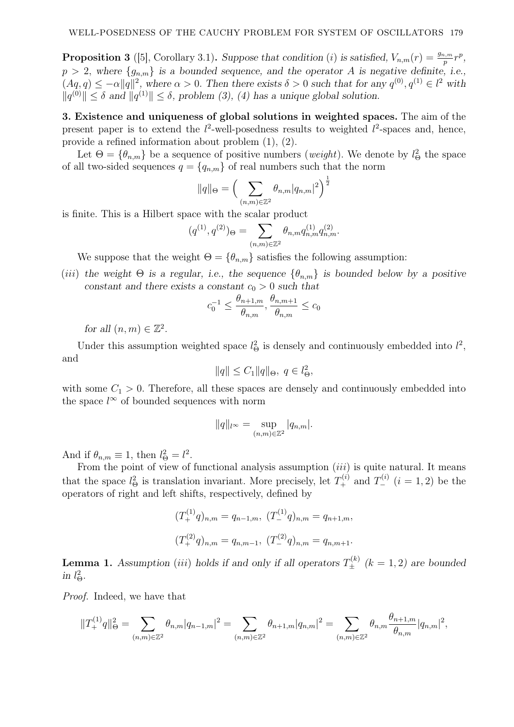**Proposition 3** ([5], Corollary 3.1)**.** *Suppose that condition $(i)$ is satisfied, $V_{n,m}(r) = \frac{g_{n,m}}{p} r^p$, $p > 2$, where $\{g_{n,m}\}$ is a bounded sequence, and the operator $A$ is negative definite, i.e., $(Aq, q) \le -\alpha \|q\|^2$, where $\alpha > 0$. Then there exists $\delta > 0$ such that for any $q^{(0)}, q^{(1)} \in l^2$ with $\|q^{(0)}\| \le \delta$ and $\|q^{(1)}\| \le \delta$, problem (3), (4) has a unique global solution.*

**3. Existence and uniqueness of global solutions in weighted spaces.** The aim of the present paper is to extend the $l^2$-well-posedness results to weighted $l^2$-spaces and, hence, provide a refined information about problem (1), (2).

Let $\Theta = \{\theta_{n,m}\}$ be a sequence of positive numbers (*weight*). We denote by $l^2_\Theta$ the space of all two-sided sequences $q = \{q_{n,m}\}$ of real numbers such that the norm

$$\|q\|_\Theta = \Big( \sum_{(n,m)\in\mathbb{Z}^2} \theta_{n,m} |q_{n,m}|^2 \Big)^{\frac{1}{2}}$$

is finite. This is a Hilbert space with the scalar product

$$(q^{(1)}, q^{(2)})_\Theta = \sum_{(n,m)\in\mathbb{Z}^2} \theta_{n,m} q^{(1)}_{n,m} q^{(2)}_{n,m}.$$

We suppose that the weight $\Theta = \{\theta_{n,m}\}$ satisfies the following assumption:

$(iii)$ *the weight $\Theta$ is a regular, i.e., the sequence $\{\theta_{n,m}\}$ is bounded below by a positive constant and there exists a constant $c_0 > 0$ such that*

$$c_0^{-1} \le \frac{\theta_{n+1,m}}{\theta_{n,m}}, \frac{\theta_{n,m+1}}{\theta_{n,m}} \le c_0$$

*for all $(n,m) \in \mathbb{Z}^2$.*

Under this assumption weighted space $l^2_\Theta$ is densely and continuously embedded into $l^2$, and

$$\|q\| \le C_1 \|q\|_\Theta, \ q \in l^2_\Theta,$$

with some $C_1 > 0$. Therefore, all these spaces are densely and continuously embedded into the space $l^\infty$ of bounded sequences with norm

$$\|q\|_{l^\infty} = \sup_{(n,m)\in\mathbb{Z}^2} |q_{n,m}|.$$

And if $\theta_{n,m} \equiv 1$, then $l^2_\Theta = l^2$.

From the point of view of functional analysis assumption $(iii)$ is quite natural. It means that the space $l^2_\Theta$ is translation invariant. More precisely, let $T^{(i)}_+$ and $T^{(i)}_-$ $(i = 1, 2)$ be the operators of right and left shifts, respectively, defined by

$$(T^{(1)}_+ q)_{n,m} = q_{n-1,m}, \ (T^{(1)}_- q)_{n,m} = q_{n+1,m},$$

$$(T^{(2)}_+ q)_{n,m} = q_{n,m-1}, \ (T^{(2)}_- q)_{n,m} = q_{n,m+1}.$$

**Lemma 1.** *Assumption $(iii)$ holds if and only if all operators $T^{(k)}_\pm$ $(k = 1, 2)$ are bounded in $l^2_\Theta$.*

*Proof.* Indeed, we have that

$$\|T^{(1)}_+ q\|^2_\Theta = \sum_{(n,m)\in\mathbb{Z}^2} \theta_{n,m} |q_{n-1,m}|^2 = \sum_{(n,m)\in\mathbb{Z}^2} \theta_{n+1,m} |q_{n,m}|^2 = \sum_{(n,m)\in\mathbb{Z}^2} \theta_{n,m} \frac{\theta_{n+1,m}}{\theta_{n,m}} |q_{n,m}|^2,$$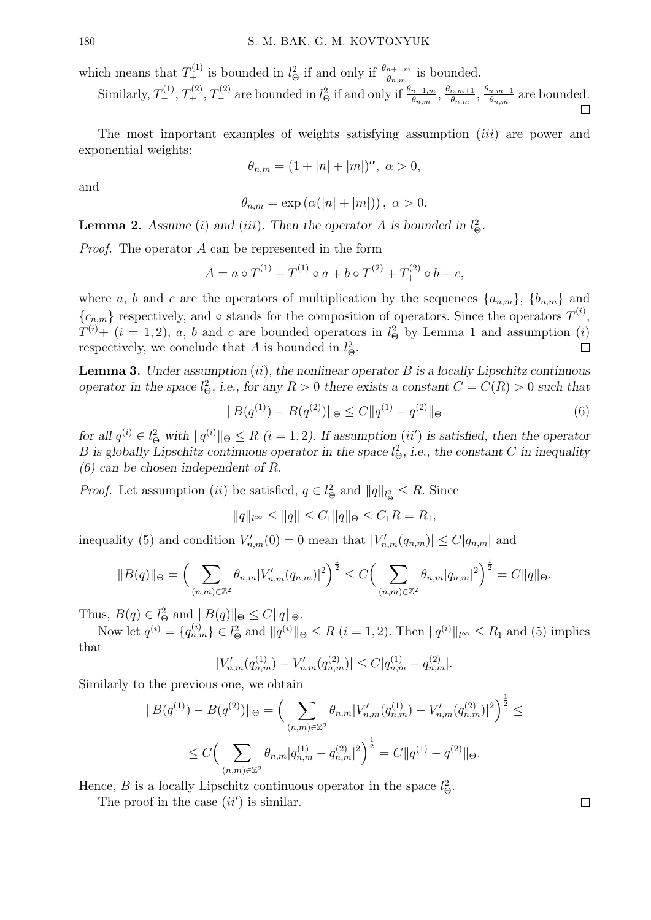which means that $T_+^{(1)}$ is bounded in $l^2_\Theta$ if and only if $\frac{\theta_{n+1,m}}{\theta_{n,m}}$ is bounded.

Similarly, $T_-^{(1)}$, $T_+^{(2)}$, $T_-^{(2)}$ are bounded in $l^2_\Theta$ if and only if $\frac{\theta_{n-1,m}}{\theta_{n,m}}$, $\frac{\theta_{n,m+1}}{\theta_{n,m}}$, $\frac{\theta_{n,m-1}}{\theta_{n,m}}$ are bounded. $\square$

The most important examples of weights satisfying assumption (*iii*) are power and exponential weights:

$$\theta_{n,m} = (1 + |n| + |m|)^\alpha,\ \alpha > 0,$$

and

$$\theta_{n,m} = \exp\left(\alpha(|n| + |m|)\right),\ \alpha > 0.$$

**Lemma 2.** *Assume* (*i*) *and* (*iii*). *Then the operator $A$ is bounded in $l^2_\Theta$.*

*Proof.* The operator $A$ can be represented in the form

$$A = a \circ T_-^{(1)} + T_+^{(1)} \circ a + b \circ T_-^{(2)} + T_+^{(2)} \circ b + c,$$

where $a$, $b$ and $c$ are the operators of multiplication by the sequences $\{a_{n,m}\}$, $\{b_{n,m}\}$ and $\{c_{n,m}\}$ respectively, and $\circ$ stands for the composition of operators. Since the operators $T_-^{(i)}$, $T^{(i)}+$ $(i = 1, 2)$, $a$, $b$ and $c$ are bounded operators in $l^2_\Theta$ by Lemma 1 and assumption (*i*) respectively, we conclude that $A$ is bounded in $l^2_\Theta$. $\square$

**Lemma 3.** *Under assumption* (*ii*), *the nonlinear operator $B$ is a locally Lipschitz continuous operator in the space $l^2_\Theta$, i.e., for any $R > 0$ there exists a constant $C = C(R) > 0$ such that*

$$\|B(q^{(1)}) - B(q^{(2)})\|_\Theta \le C\|q^{(1)} - q^{(2)}\|_\Theta \tag{6}$$

*for all $q^{(i)} \in l^2_\Theta$ with $\|q^{(i)}\|_\Theta \le R$ $(i = 1, 2)$. If assumption* (*ii'*) *is satisfied, then the operator $B$ is globally Lipschitz continuous operator in the space $l^2_\Theta$, i.e., the constant $C$ in inequality (6) can be chosen independent of $R$.*

*Proof.* Let assumption (*ii*) be satisfied, $q \in l^2_\Theta$ and $\|q\|_{l^2_\Theta} \le R$. Since

$$\|q\|_{l^\infty} \le \|q\| \le C_1\|q\|_\Theta \le C_1 R = R_1,$$

inequality (5) and condition $V'_{n,m}(0) = 0$ mean that $|V'_{n,m}(q_{n,m})| \le C|q_{n,m}|$ and

$$\|B(q)\|_\Theta = \Big(\sum_{(n,m)\in\mathbb{Z}^2} \theta_{n,m}|V'_{n,m}(q_{n,m})|^2\Big)^{\frac{1}{2}} \le C\Big(\sum_{(n,m)\in\mathbb{Z}^2} \theta_{n,m}|q_{n,m}|^2\Big)^{\frac{1}{2}} = C\|q\|_\Theta.$$

Thus, $B(q) \in l^2_\Theta$ and $\|B(q)\|_\Theta \le C\|q\|_\Theta$.

Now let $q^{(i)} = \{q^{(i)}_{n,m}\} \in l^2_\Theta$ and $\|q^{(i)}\|_\Theta \le R$ $(i = 1, 2)$. Then $\|q^{(i)}\|_{l^\infty} \le R_1$ and (5) implies that

$$|V'_{n,m}(q^{(1)}_{n,m}) - V'_{n,m}(q^{(2)}_{n,m})| \le C|q^{(1)}_{n,m} - q^{(2)}_{n,m}|.$$

Similarly to the previous one, we obtain

$$\|B(q^{(1)}) - B(q^{(2)})\|_\Theta = \Big(\sum_{(n,m)\in\mathbb{Z}^2} \theta_{n,m}|V'_{n,m}(q^{(1)}_{n,m}) - V'_{n,m}(q^{(2)}_{n,m})|^2\Big)^{\frac{1}{2}} \le$$

$$\le C\Big(\sum_{(n,m)\in\mathbb{Z}^2} \theta_{n,m}|q^{(1)}_{n,m} - q^{(2)}_{n,m}|^2\Big)^{\frac{1}{2}} = C\|q^{(1)} - q^{(2)}\|_\Theta.$$

Hence, $B$ is a locally Lipschitz continuous operator in the space $l^2_\Theta$.

The proof in the case (*ii'*) is similar. $\square$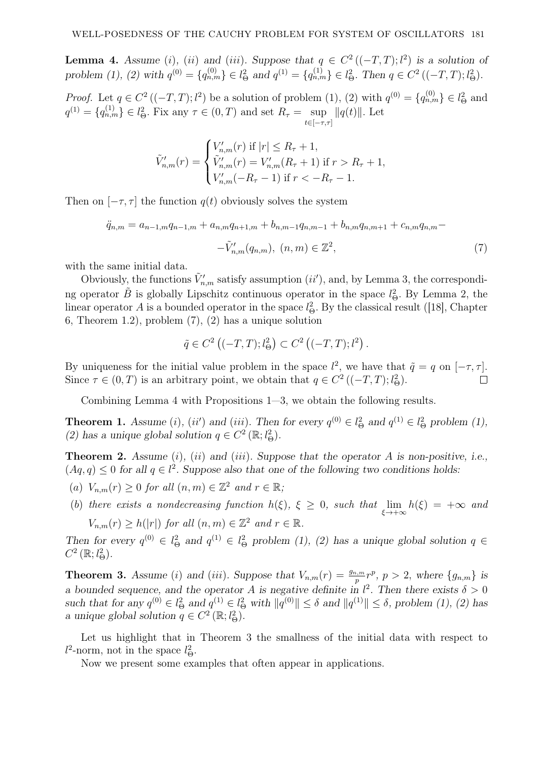**Lemma 4.** *Assume (i), (ii) and (iii). Suppose that $q \in C^2\left((-T,T);l^2\right)$ is a solution of problem (1), (2) with $q^{(0)} = \{q^{(0)}_{n,m}\} \in l^2_\Theta$ and $q^{(1)} = \{q^{(1)}_{n,m}\} \in l^2_\Theta$. Then $q \in C^2\left((-T,T);l^2_\Theta\right)$.*

*Proof.* Let $q \in C^2\left((-T,T);l^2\right)$ be a solution of problem (1), (2) with $q^{(0)} = \{q^{(0)}_{n,m}\} \in l^2_\Theta$ and $q^{(1)} = \{q^{(1)}_{n,m}\} \in l^2_\Theta$. Fix any $\tau \in (0,T)$ and set $R_\tau = \sup\limits_{t\in[-\tau,\tau]} \|q(t)\|$. Let

$$
\tilde{V}'_{n,m}(r) = \begin{cases} V'_{n,m}(r) \text{ if } |r| \le R_\tau + 1, \\ \tilde{V}'_{n,m}(r) = V'_{n,m}(R_\tau + 1) \text{ if } r > R_\tau + 1, \\ V'_{n,m}(-R_\tau - 1) \text{ if } r < -R_\tau - 1. \end{cases}
$$

Then on $[-\tau,\tau]$ the function $q(t)$ obviously solves the system

$$
\ddot{q}_{n,m} = a_{n-1,m}q_{n-1,m} + a_{n,m}q_{n+1,m} + b_{n,m-1}q_{n,m-1} + b_{n,m}q_{n,m+1} + c_{n,m}q_{n,m} - \tilde{V}'_{n,m}(q_{n,m}),\ (n,m) \in \mathbb{Z}^2, \tag{7}
$$

with the same initial data.

Obviously, the functions $\tilde{V}'_{n,m}$ satisfy assumption $(ii')$, and, by Lemma 3, the corresponding operator $\tilde{B}$ is globally Lipschitz continuous operator in the space $l^2_\Theta$. By Lemma 2, the linear operator $A$ is a bounded operator in the space $l^2_\Theta$. By the classical result ([18], Chapter 6, Theorem 1.2), problem (7), (2) has a unique solution

$$
\tilde{q} \in C^2\left((-T,T);l^2_\Theta\right) \subset C^2\left((-T,T);l^2\right).
$$

By uniqueness for the initial value problem in the space $l^2$, we have that $\tilde{q} = q$ on $[-\tau,\tau]$. Since $\tau \in (0,T)$ is an arbitrary point, we obtain that $q \in C^2\left((-T,T);l^2_\Theta\right)$. $\square$

Combining Lemma 4 with Propositions 1—3, we obtain the following results.

**Theorem 1.** *Assume (i), (ii′) and (iii). Then for every $q^{(0)} \in l^2_\Theta$ and $q^{(1)} \in l^2_\Theta$ problem (1), (2) has a unique global solution $q \in C^2\left(\mathbb{R};l^2_\Theta\right)$.*

**Theorem 2.** *Assume (i), (ii) and (iii). Suppose that the operator $A$ is non-positive, i.e., $(Aq,q) \le 0$ for all $q \in l^2$. Suppose also that one of the following two conditions holds:*

*(a) $V_{n,m}(r) \ge 0$ for all $(n,m) \in \mathbb{Z}^2$ and $r \in \mathbb{R}$;*

*(b) there exists a nondecreasing function $h(\xi)$, $\xi \ge 0$, such that $\lim\limits_{\xi\to+\infty} h(\xi) = +\infty$ and $V_{n,m}(r) \ge h(|r|)$ for all $(n,m) \in \mathbb{Z}^2$ and $r \in \mathbb{R}$.*

*Then for every $q^{(0)} \in l^2_\Theta$ and $q^{(1)} \in l^2_\Theta$ problem (1), (2) has a unique global solution $q \in C^2\left(\mathbb{R};l^2_\Theta\right)$.*

**Theorem 3.** *Assume (i) and (iii). Suppose that $V_{n,m}(r) = \frac{g_{n,m}}{p}r^p$, $p > 2$, where $\{g_{n,m}\}$ is a bounded sequence, and the operator $A$ is negative definite in $l^2$. Then there exists $\delta > 0$ such that for any $q^{(0)} \in l^2_\Theta$ and $q^{(1)} \in l^2_\Theta$ with $\|q^{(0)}\| \le \delta$ and $\|q^{(1)}\| \le \delta$, problem (1), (2) has a unique global solution $q \in C^2\left(\mathbb{R};l^2_\Theta\right)$.*

Let us highlight that in Theorem 3 the smallness of the initial data with respect to $l^2$-norm, not in the space $l^2_\Theta$.

Now we present some examples that often appear in applications.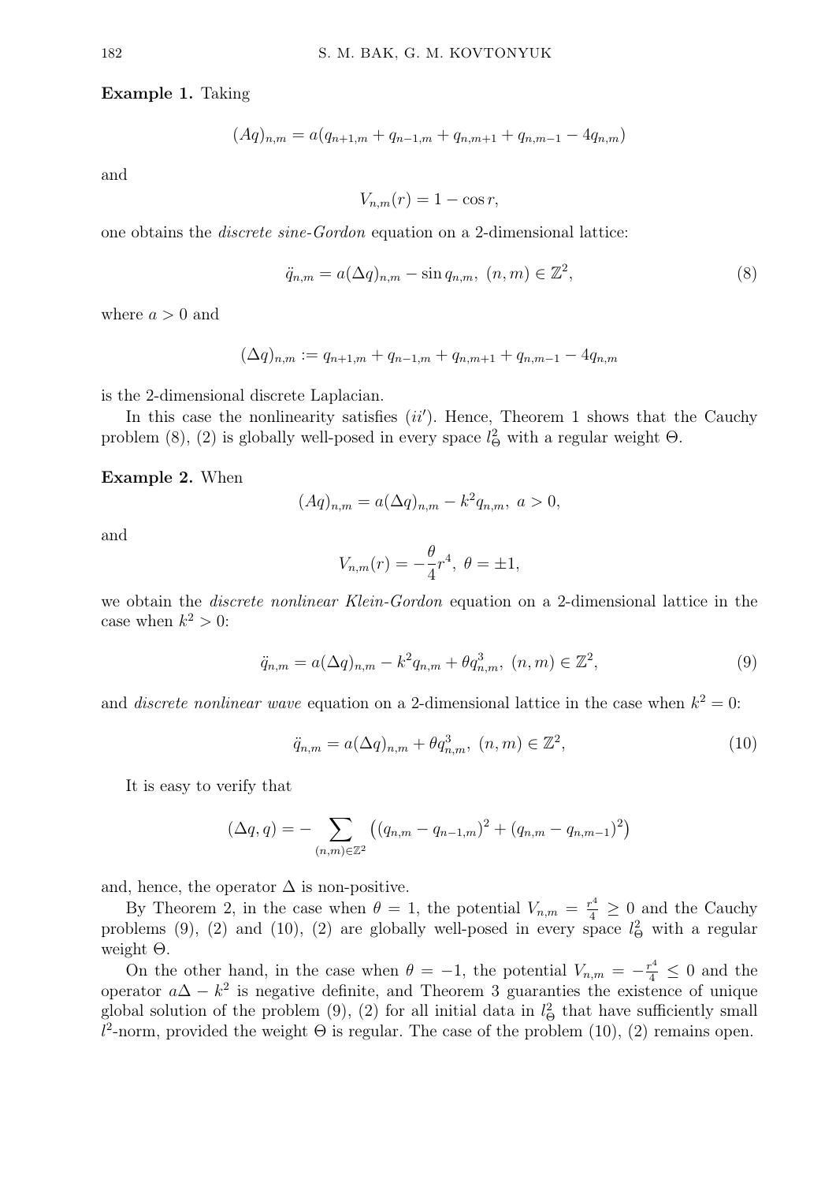**Example 1.** Taking

$$(Aq)_{n,m} = a(q_{n+1,m} + q_{n-1,m} + q_{n,m+1} + q_{n,m-1} - 4q_{n,m})$$

and

$$V_{n,m}(r) = 1 - \cos r,$$

one obtains the *discrete sine-Gordon* equation on a 2-dimensional lattice:

$$\ddot{q}_{n,m} = a(\Delta q)_{n,m} - \sin q_{n,m},\ (n,m) \in \mathbb{Z}^2, \tag{8}$$

where $a > 0$ and

$$(\Delta q)_{n,m} := q_{n+1,m} + q_{n-1,m} + q_{n,m+1} + q_{n,m-1} - 4q_{n,m}$$

is the 2-dimensional discrete Laplacian.

In this case the nonlinearity satisfies $(ii')$. Hence, Theorem 1 shows that the Cauchy problem (8), (2) is globally well-posed in every space $l^2_\Theta$ with a regular weight $\Theta$.

**Example 2.** When

$$(Aq)_{n,m} = a(\Delta q)_{n,m} - k^2 q_{n,m},\ a > 0,$$

and

$$V_{n,m}(r) = -\frac{\theta}{4} r^4,\ \theta = \pm 1,$$

we obtain the *discrete nonlinear Klein-Gordon* equation on a 2-dimensional lattice in the case when $k^2 > 0$:

$$\ddot{q}_{n,m} = a(\Delta q)_{n,m} - k^2 q_{n,m} + \theta q^3_{n,m},\ (n,m) \in \mathbb{Z}^2, \tag{9}$$

and *discrete nonlinear wave* equation on a 2-dimensional lattice in the case when $k^2 = 0$:

$$\ddot{q}_{n,m} = a(\Delta q)_{n,m} + \theta q^3_{n,m},\ (n,m) \in \mathbb{Z}^2, \tag{10}$$

It is easy to verify that

$$(\Delta q, q) = -\sum_{(n,m)\in\mathbb{Z}^2} \left( (q_{n,m} - q_{n-1,m})^2 + (q_{n,m} - q_{n,m-1})^2 \right)$$

and, hence, the operator $\Delta$ is non-positive.

By Theorem 2, in the case when $\theta = 1$, the potential $V_{n,m} = \frac{r^4}{4} \geq 0$ and the Cauchy problems (9), (2) and (10), (2) are globally well-posed in every space $l^2_\Theta$ with a regular weight $\Theta$.

On the other hand, in the case when $\theta = -1$, the potential $V_{n,m} = -\frac{r^4}{4} \leq 0$ and the operator $a\Delta - k^2$ is negative definite, and Theorem 3 guaranties the existence of unique global solution of the problem (9), (2) for all initial data in $l^2_\Theta$ that have sufficiently small $l^2$-norm, provided the weight $\Theta$ is regular. The case of the problem (10), (2) remains open.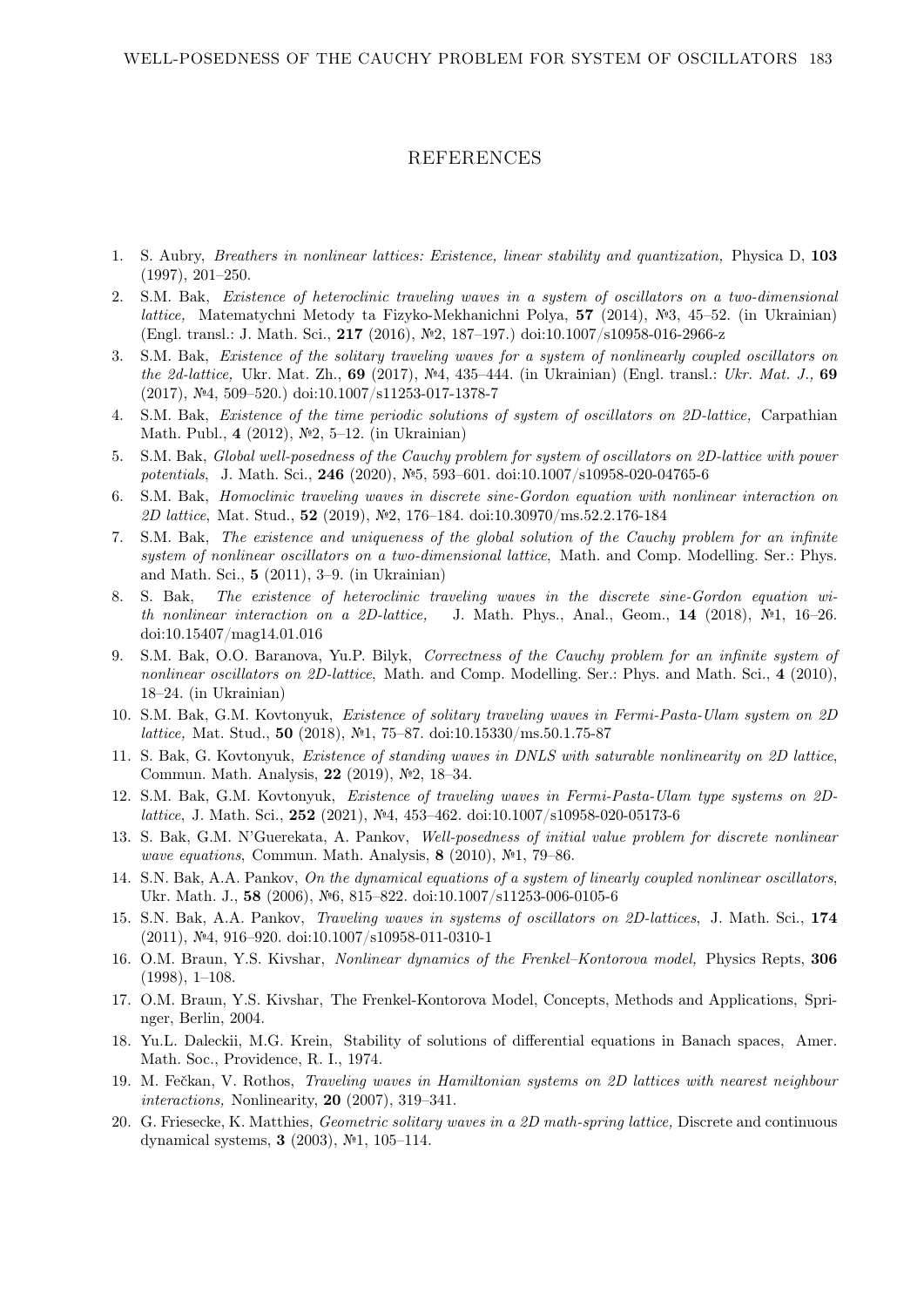## REFERENCES

1. S. Aubry, *Breathers in nonlinear lattices: Existence, linear stability and quantization,* Physica D, **103** (1997), 201–250.
2. S.M. Bak, *Existence of heteroclinic traveling waves in a system of oscillators on a two-dimensional lattice,* Matematychni Metody ta Fizyko-Mekhanichni Polya, **57** (2014), №3, 45–52. (in Ukrainian) (Engl. transl.: J. Math. Sci., **217** (2016), №2, 187–197.) doi:10.1007/s10958-016-2966-z
3. S.M. Bak, *Existence of the solitary traveling waves for a system of nonlinearly coupled oscillators on the 2d-lattice,* Ukr. Mat. Zh., **69** (2017), №4, 435–444. (in Ukrainian) (Engl. transl.: *Ukr. Mat. J.,* **69** (2017), №4, 509–520.) doi:10.1007/s11253-017-1378-7
4. S.M. Bak, *Existence of the time periodic solutions of system of oscillators on 2D-lattice,* Carpathian Math. Publ., **4** (2012), №2, 5–12. (in Ukrainian)
5. S.M. Bak, *Global well-posedness of the Cauchy problem for system of oscillators on 2D-lattice with power potentials*, J. Math. Sci., **246** (2020), №5, 593–601. doi:10.1007/s10958-020-04765-6
6. S.M. Bak, *Homoclinic traveling waves in discrete sine-Gordon equation with nonlinear interaction on 2D lattice*, Mat. Stud., **52** (2019), №2, 176–184. doi:10.30970/ms.52.2.176-184
7. S.M. Bak, *The existence and uniqueness of the global solution of the Cauchy problem for an infinite system of nonlinear oscillators on a two-dimensional lattice*, Math. and Comp. Modelling. Ser.: Phys. and Math. Sci., **5** (2011), 3–9. (in Ukrainian)
8. S. Bak, *The existence of heteroclinic traveling waves in the discrete sine-Gordon equation with nonlinear interaction on a 2D-lattice,* J. Math. Phys., Anal., Geom., **14** (2018), №1, 16–26. doi:10.15407/mag14.01.016
9. S.M. Bak, O.O. Baranova, Yu.P. Bilyk, *Correctness of the Cauchy problem for an infinite system of nonlinear oscillators on 2D-lattice*, Math. and Comp. Modelling. Ser.: Phys. and Math. Sci., **4** (2010), 18–24. (in Ukrainian)
10. S.M. Bak, G.M. Kovtonyuk, *Existence of solitary traveling waves in Fermi-Pasta-Ulam system on 2D lattice,* Mat. Stud., **50** (2018), №1, 75–87. doi:10.15330/ms.50.1.75-87
11. S. Bak, G. Kovtonyuk, *Existence of standing waves in DNLS with saturable nonlinearity on 2D lattice*, Commun. Math. Analysis, **22** (2019), №2, 18–34.
12. S.M. Bak, G.M. Kovtonyuk, *Existence of traveling waves in Fermi-Pasta-Ulam type systems on 2D-lattice*, J. Math. Sci., **252** (2021), №4, 453–462. doi:10.1007/s10958-020-05173-6
13. S. Bak, G.M. N'Guerekata, A. Pankov, *Well-posedness of initial value problem for discrete nonlinear wave equations*, Commun. Math. Analysis, **8** (2010), №1, 79–86.
14. S.N. Bak, A.A. Pankov, *On the dynamical equations of a system of linearly coupled nonlinear oscillators*, Ukr. Math. J., **58** (2006), №6, 815–822. doi:10.1007/s11253-006-0105-6
15. S.N. Bak, A.A. Pankov, *Traveling waves in systems of oscillators on 2D-lattices*, J. Math. Sci., **174** (2011), №4, 916–920. doi:10.1007/s10958-011-0310-1
16. O.M. Braun, Y.S. Kivshar, *Nonlinear dynamics of the Frenkel–Kontorova model,* Physics Repts, **306** (1998), 1–108.
17. O.M. Braun, Y.S. Kivshar, The Frenkel-Kontorova Model, Concepts, Methods and Applications, Springer, Berlin, 2004.
18. Yu.L. Daleckii, M.G. Krein, Stability of solutions of differential equations in Banach spaces, Amer. Math. Soc., Providence, R. I., 1974.
19. M. Fečkan, V. Rothos, *Traveling waves in Hamiltonian systems on 2D lattices with nearest neighbour interactions,* Nonlinearity, **20** (2007), 319–341.
20. G. Friesecke, K. Matthies, *Geometric solitary waves in a 2D math-spring lattice,* Discrete and continuous dynamical systems, **3** (2003), №1, 105–114.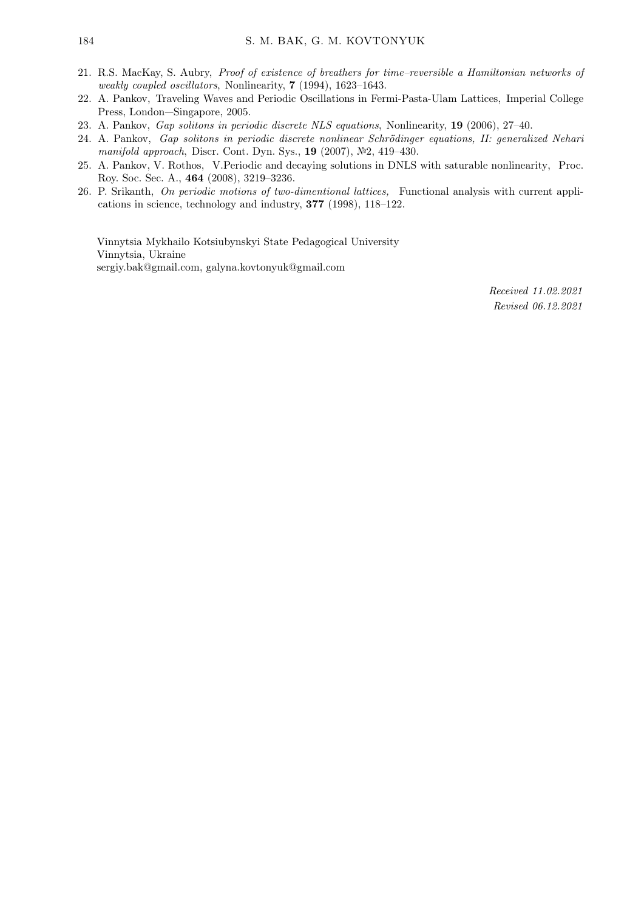21. R.S. MacKay, S. Aubry, *Proof of existence of breathers for time–reversible a Hamiltonian networks of weakly coupled oscillators*, Nonlinearity, **7** (1994), 1623–1643.
22. A. Pankov, Traveling Waves and Periodic Oscillations in Fermi-Pasta-Ulam Lattices, Imperial College Press, London—Singapore, 2005.
23. A. Pankov, *Gap solitons in periodic discrete NLS equations*, Nonlinearity, **19** (2006), 27–40.
24. A. Pankov, *Gap solitons in periodic discrete nonlinear Schrödinger equations, II: generalized Nehari manifold approach*, Discr. Cont. Dyn. Sys., **19** (2007), №2, 419–430.
25. A. Pankov, V. Rothos, V.Periodic and decaying solutions in DNLS with saturable nonlinearity, Proc. Roy. Soc. Sec. A., **464** (2008), 3219–3236.
26. P. Srikanth, *On periodic motions of two-dimentional lattices,* Functional analysis with current applications in science, technology and industry, **377** (1998), 118–122.

Vinnytsia Mykhailo Kotsiubynskyi State Pedagogical University
Vinnytsia, Ukraine
sergiy.bak@gmail.com, galyna.kovtonyuk@gmail.com

*Received 11.02.2021*
*Revised 06.12.2021*